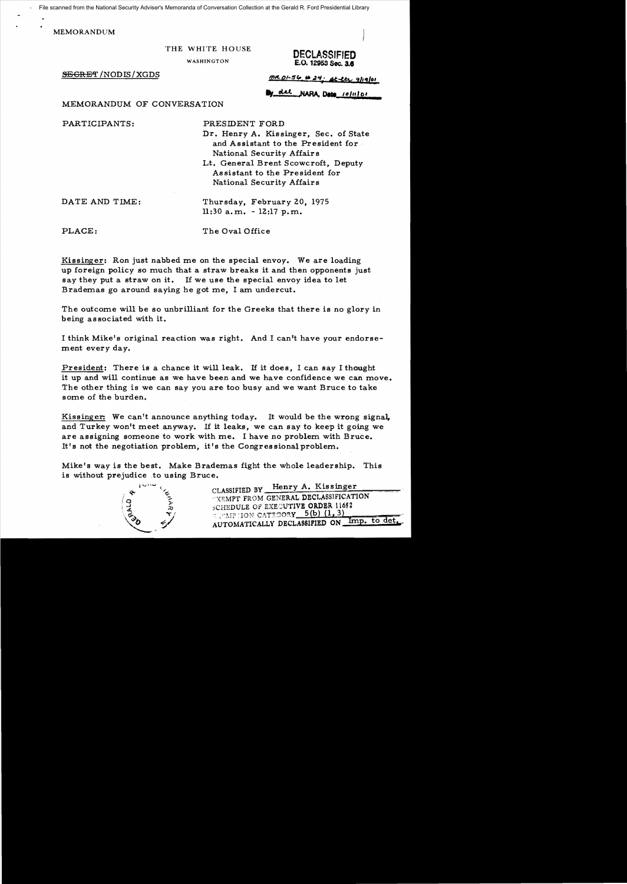File scanned from the National Security Adviser's Memoranda of Conversation Collection at the Gerald R. Ford Presidential Library

MEMORANDUM

THE WHITE HOUSE

WASHINGTON

**DECLASSIFIED**
**E.O. 12958 Sec. 3.6**

~~SECRET~~ /NODIS/XGDS

MR 01-56 # 24; st ltr 9/19/01

By dal NARA, Date 10/11/01

MEMORANDUM OF CONVERSATION

PARTICIPANTS: PRESIDENT FORD
Dr. Henry A. Kissinger, Sec. of State and Assistant to the President for National Security Affairs
Lt. General Brent Scowcroft, Deputy Assistant to the President for National Security Affairs

DATE AND TIME: Thursday, February 20, 1975
11:30 a.m. - 12:17 p.m.

PLACE: The Oval Office

Kissinger: Ron just nabbed me on the special envoy. We are loading up foreign policy so much that a straw breaks it and then opponents just say they put a straw on it. If we use the special envoy idea to let Brademas go around saying he got me, I am undercut.

The outcome will be so unbrilliant for the Greeks that there is no glory in being associated with it.

I think Mike's original reaction was right. And I can't have your endorsement every day.

President: There is a chance it will leak. If it does, I can say I thought it up and will continue as we have been and we have confidence we can move. The other thing is we can say you are too busy and we want Bruce to take some of the burden.

Kissinger: We can't announce anything today. It would be the wrong signal, and Turkey won't meet anyway. If it leaks, we can say to keep it going we are assigning someone to work with me. I have no problem with Bruce. It's not the negotiation problem, it's the Congressional problem.

Mike's way is the best. Make Brademas fight the whole leadership. This is without prejudice to using Bruce.

CLASSIFIED BY Henry A. Kissinger
EXEMPT FROM GENERAL DECLASSIFICATION SCHEDULE OF EXECUTIVE ORDER 11652
EXEMPTION CATEGORY 5(b) (1, 3)
AUTOMATICALLY DECLASSIFIED ON Imp. to det.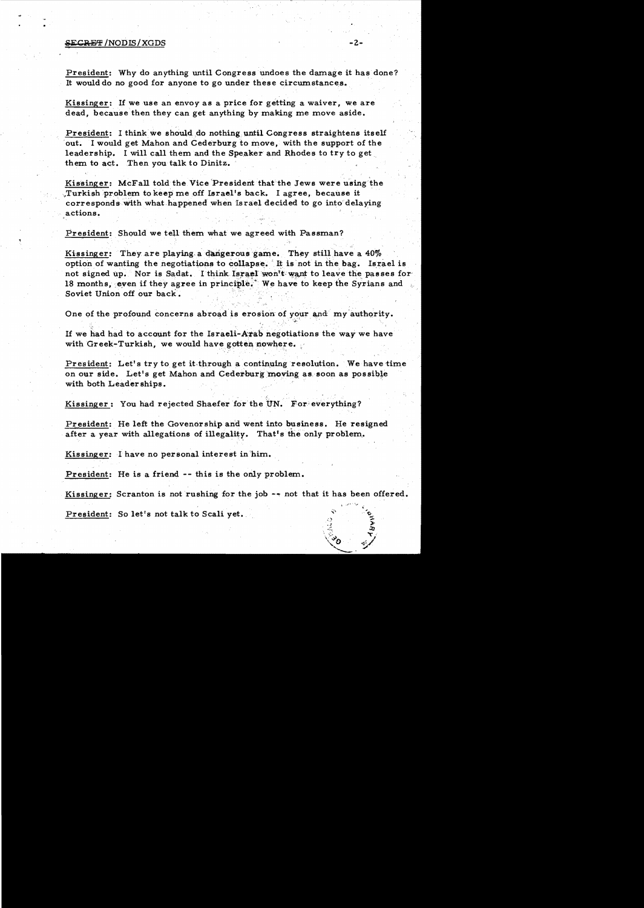President: Why do anything until Congress undoes the damage it has done? It would do no good for anyone to go under these circumstances.

Kissinger: If we use an envoy as a price for getting a waiver, we are dead, because then they can get anything by making me move aside.

President: I think we should do nothing until Congress straightens itself out. I would get Mahon and Cederburg to move, with the support of the leadership. I will call them and the Speaker and Rhodes to try to get them to act. Then you talk to Dinitz.

Kissinger: McFall told the Vice President that the Jews were using the Turkish problem to keep me off Israel's back. I agree, because it corresponds with what happened when Israel decided to go into delaying actions.

President: Should we tell them what we agreed with Passman?

Kissinger: They are playing a dangerous game. They still have a 40% option of wanting the negotiations to collapse. It is not in the bag. Israel is not signed up. Nor is Sadat. I think Israel won't want to leave the passes for 18 months, even if they agree in principle. We have to keep the Syrians and Soviet Union off our back.

One of the profound concerns abroad is erosion of your and my authority.

If we had had to account for the Israeli-Arab negotiations the way we have with Greek-Turkish, we would have gotten nowhere.

President: Let's try to get it through a continuing resolution. We have time on our side. Let's get Mahon and Cederburg moving as soon as possible with both Leaderships.

Kissinger: You had rejected Shaefer for the UN. For everything?

President: He left the Govenorship and went into business. He resigned after a year with allegations of illegality. That's the only problem.

Kissinger: I have no personal interest in him.

President: He is a friend -- this is the only problem.

Kissinger: Scranton is not rushing for the job -- not that it has been offered.

President: So let's not talk to Scali yet.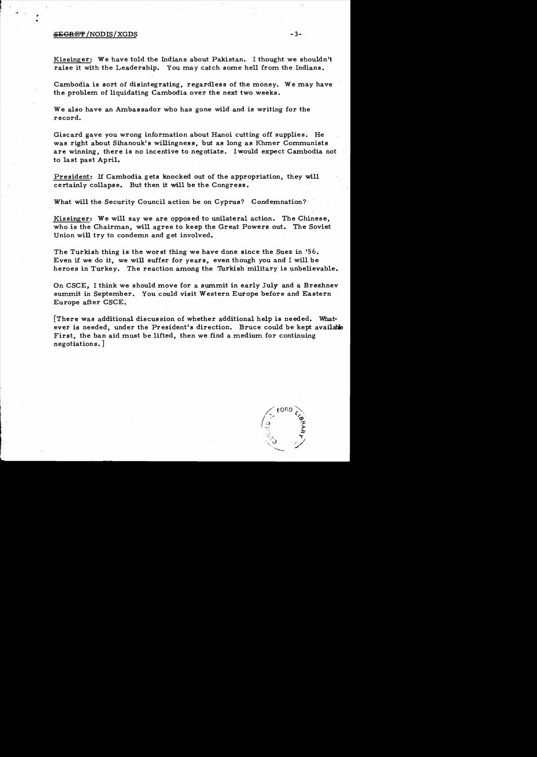Kissinger: We have told the Indians about Pakistan. I thought we shouldn't raise it with the Leadership. You may catch some hell from the Indians.

Cambodia is sort of disintegrating, regardless of the money. We may have the problem of liquidating Cambodia over the next two weeks.

We also have an Ambassador who has gone wild and is writing for the record.

Giscard gave you wrong information about Hanoi cutting off supplies. He was right about Sihanouk's willingness, but as long as Khmer Communists are winning, there is no incentive to negotiate. I would expect Cambodia not to last past April.

President: If Cambodia gets knocked out of the appropriation, they will certainly collapse. But then it will be the Congress.

What will the Security Council action be on Cyprus? Condemnation?

Kissinger: We will say we are opposed to unilateral action. The Chinese, who is the Chairman, will agree to keep the Great Powers out. The Soviet Union will try to condemn and get involved.

The Turkish thing is the worst thing we have done since the Suez in '56. Even if we do it, we will suffer for years, even though you and I will be heroes in Turkey. The reaction among the Turkish military is unbelievable.

On CSCE, I think we should move for a summit in early July and a Brezhnev summit in September. You could visit Western Europe before and Eastern Europe after CSCE.

[There was additional discussion of whether additional help is needed. Whatever is needed, under the President's direction. Bruce could be kept available First, the ban aid must be lifted, then we find a medium for continuing negotiations.]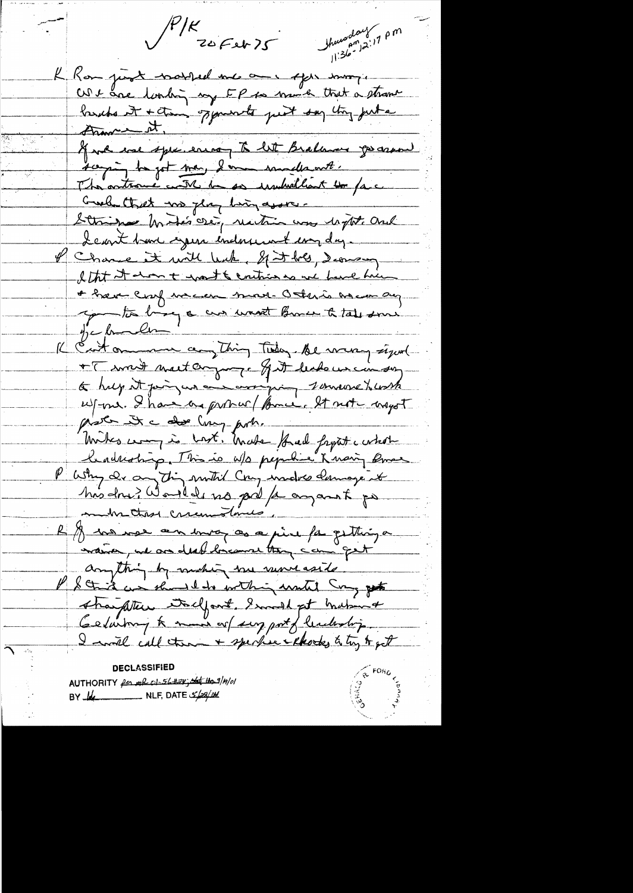✓ P/K 20 Feb 75 Thursday 11:36 am 12:17 pm

K Ron just walked me around your way.

We are looking up FP so much that a strain breaks it + then opponents just say they just a strain it.

If we use speech everyday to let Brezhnev go around saying he got many, I am smaller out.

The outcome will be so unbrilliant for face Greeks that no play being aware.

Stringer Wirtes case, reaction was right. And I can't have your endorsement everyday.

P Chance it will leak. If it does, I can say I that it doesn't want to continue as we have been + have cong[ress] on our minor. Otherwise we can say your [?] to bring a can want Bruce to take some of the burden.

K Can't announce anything today. Be very signed + I won't meet anyone. If it leaks we can say to help it going are assigning someone to work w/ me. I have no problem w/ Bruce. It not urgent. After it a dead Cong[ress] prob.

Mike way is best. Make [?] fight a whole leadership. This is w/o [republicans?] + many Dems.

P Why do anything until Cong[ress] makes damage it has done? Would be no good for anyone to go under those circumstances.

K If we use an envoy as a price for getting a waiver, we are dead because they can get anything by making [?] move aside.

P I think we should do nothing until Cong[ress] gets straighten itself out. I would get Mahon + Cederberg to move w/ support of leadership. I will call them + speaker + Rhodes to try to get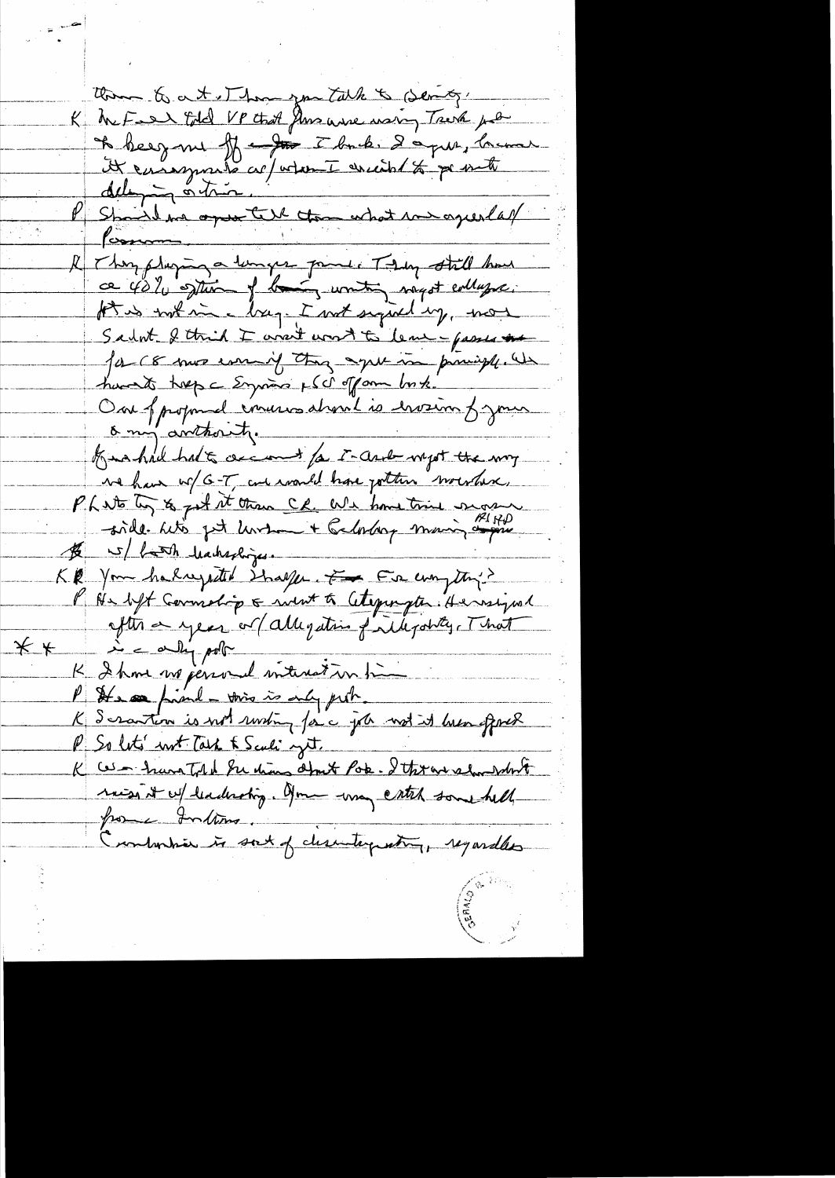them to act. Then you talk to Scotty.

K McFall told VP that Jews were using Turk aid to beat me off — I back. I agree, because it encourages w/ whom I wanted to get out delaying action.

P Should we agree tell them what we agreed last/ Comm

K They playing a longer game. They still have a 40% option of having writing major collapse. It is not in a bag. I not signed up, nor Sadat. I think I won't want to leave — perhaps for CR more even if they agree in principle. We have to keep Egyptians & SU off our back.

Our profound concern about is erosion of your & my authority.

If we had had to account for I-Arab major the way we have w/ G-T, we would have gotten nowhere.

P Let's try to get it thru CR. We have time maybe side. Let's get Lorton + Galahay moving AlHp w/ both leaderships.

K You have requested Shaffer. Fine for everything?

P He left Commerce & went to Lexington. He resigned after a year w/ allegation of illegality. That is a dirty pot **

K I have no personal interest in him.

P He's a friend — this is only job.

K Scranton is not running for a job not it been offered

P So let's not talk to Scali yet.

K We have told Re dinar about Pak. I think we should not raise it w/ leadership. You may catch some hell from Indians.

Combination is sort of disintegrating, regardless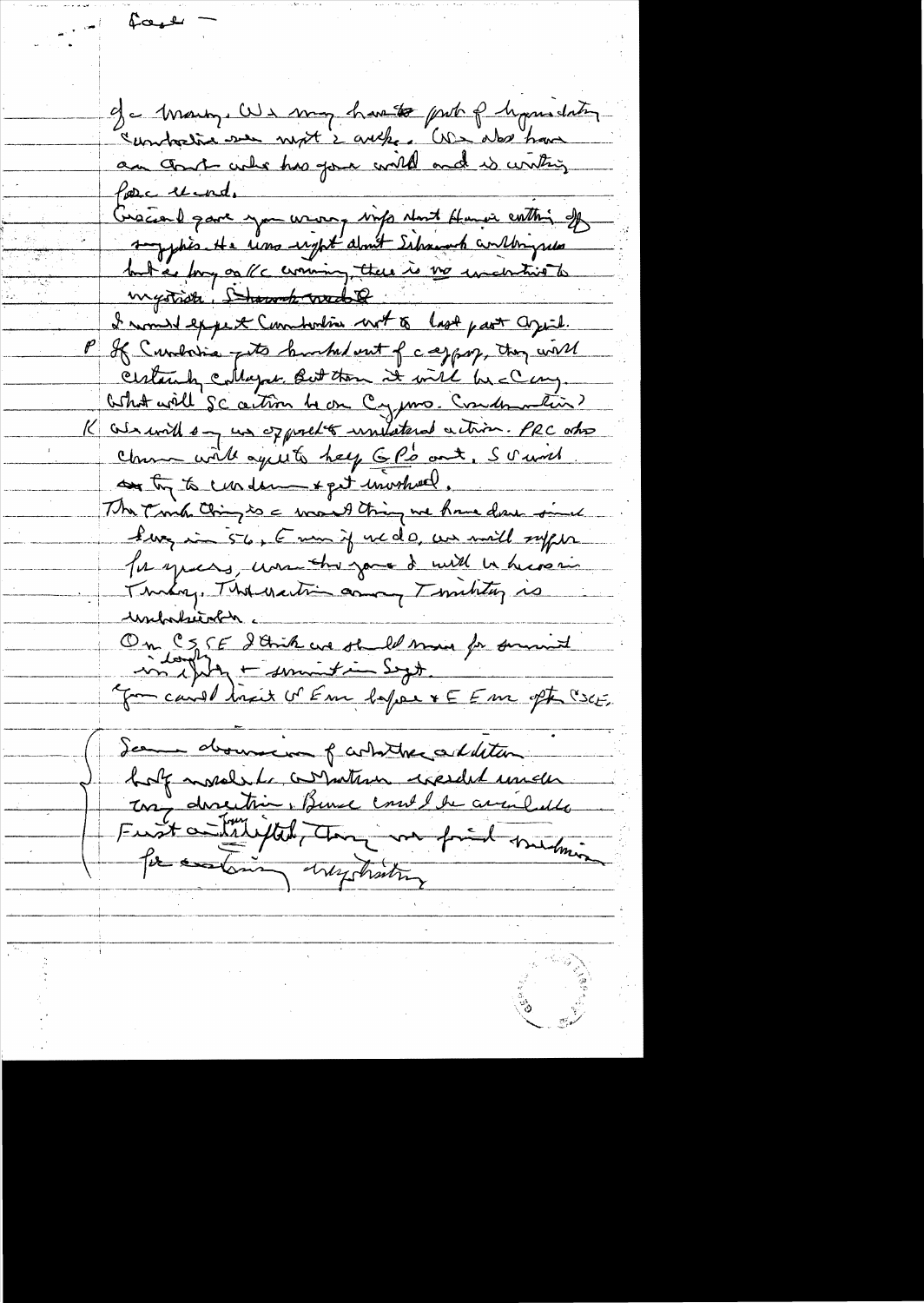Fase —

of Germany. We may have to part of liquidating Cambodia over next 2 weeks. We also have an Court which has gone wild and is writing foreign aid.

Greece and gave you wrong info about House cutting off supplies. He was right about Sihanouk -- willingness but as long as KC winning, there is no incentive to negotiate. Sihanouk needs it.

I would expect Cambodia out by last part of April.

P If Cambodia gets knocked out of c. effort, they will certainly collapse. But then it will be c Cong.

What will SC action be on Cyprus. Condemnation?

K We will say we opposed to unilateral action. PRC also

Chinese will agree to keep GPs out. SU will try to condemn & get involved.

The Turk thing is a worst thing we have done since [...] in 56. Even if we do, we will suffer for years, even though it will be because Turkey. The reaction among Turkish military is unbelievable.

On CSCE I think we should move for summit in July + summit in Sept.

You could have cut WE me before + EE me after CSCE.

Some discussion of whether addition half-mobile capability existed under any direction. Bruce could be available. First in Tel Aviv. They are for [...] for continuing negotiating.